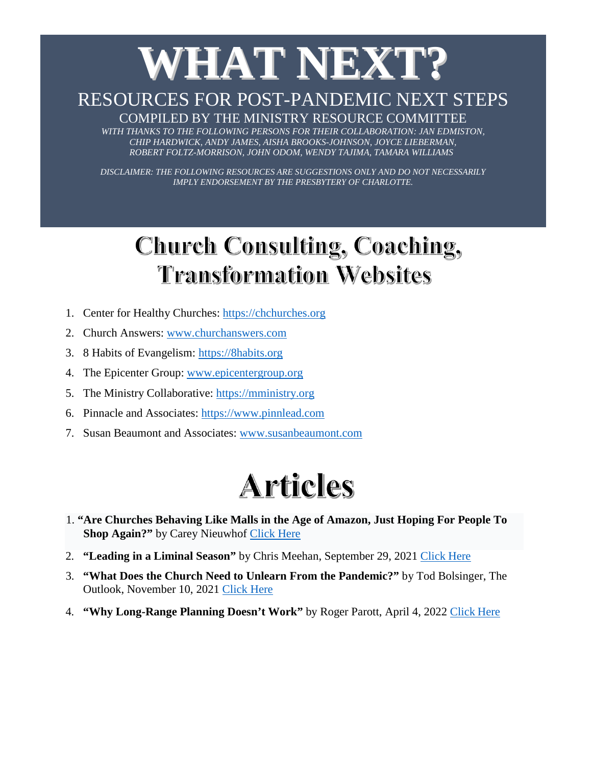# WHAT NEXT?

## RESOURCES FOR POST-PANDEMIC NEXT STEPS

COMPILED BY THE MINISTRY RESOURCE COMMITTEE

*WITH THANKS TO THE FOLLOWING PERSONS FOR THEIR COLLABORATION: JAN EDMISTON, CHIP HARDWICK, ANDY JAMES, AISHA BROOKS-JOHNSON, JOYCE LIEBERMAN, ROBERT FOLTZ-MORRISON, JOHN ODOM, WENDY TAJIMA, TAMARA WILLIAMS*

*DISCLAIMER: THE FOLLOWING RESOURCES ARE SUGGESTIONS ONLY AND DO NOT NECESSARILY IMPLY ENDORSEMENT BY THE PRESBYTERY OF CHARLOTTE.*

## Church Consulting, Coaching, Transformation Websites

1. Center for Healthy Churches: https://chchurches.org
2. Church Answers: www.churchanswers.com
3. 8 Habits of Evangelism: https://8habits.org
4. The Epicenter Group: www.epicentergroup.org
5. The Ministry Collaborative: https://mministry.org
6. Pinnacle and Associates: https://www.pinnlead.com
7. Susan Beaumont and Associates: www.susanbeaumont.com

## Articles

1. **"Are Churches Behaving Like Malls in the Age of Amazon, Just Hoping For People To Shop Again?"** by Carey Nieuwhof Click Here
2. **"Leading in a Liminal Season"** by Chris Meehan, September 29, 2021 Click Here
3. **"What Does the Church Need to Unlearn From the Pandemic?"** by Tod Bolsinger, The Outlook, November 10, 2021 Click Here
4. **"Why Long-Range Planning Doesn't Work"** by Roger Parott, April 4, 2022 Click Here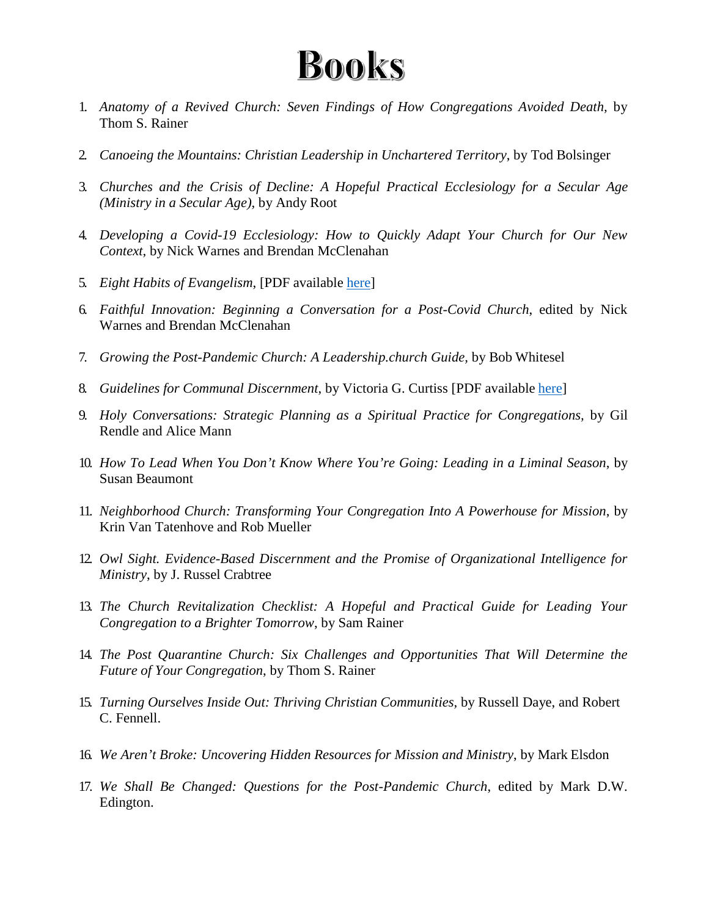# Books

1. *Anatomy of a Revived Church: Seven Findings of How Congregations Avoided Death*, by Thom S. Rainer

2. *Canoeing the Mountains: Christian Leadership in Unchartered Territory*, by Tod Bolsinger

3. *Churches and the Crisis of Decline: A Hopeful Practical Ecclesiology for a Secular Age (Ministry in a Secular Age)*, by Andy Root

4. *Developing a Covid-19 Ecclesiology: How to Quickly Adapt Your Church for Our New Context*, by Nick Warnes and Brendan McClenahan

5. *Eight Habits of Evangelism*, [PDF available here]

6. *Faithful Innovation: Beginning a Conversation for a Post-Covid Church*, edited by Nick Warnes and Brendan McClenahan

7. *Growing the Post-Pandemic Church: A Leadership.church Guide*, by Bob Whitesel

8. *Guidelines for Communal Discernment*, by Victoria G. Curtiss [PDF available here]

9. *Holy Conversations: Strategic Planning as a Spiritual Practice for Congregations*, by Gil Rendle and Alice Mann

10. *How To Lead When You Don't Know Where You're Going: Leading in a Liminal Season*, by Susan Beaumont

11. *Neighborhood Church: Transforming Your Congregation Into A Powerhouse for Mission*, by Krin Van Tatenhove and Rob Mueller

12. *Owl Sight. Evidence-Based Discernment and the Promise of Organizational Intelligence for Ministry*, by J. Russel Crabtree

13. *The Church Revitalization Checklist: A Hopeful and Practical Guide for Leading Your Congregation to a Brighter Tomorrow*, by Sam Rainer

14. *The Post Quarantine Church: Six Challenges and Opportunities That Will Determine the Future of Your Congregation*, by Thom S. Rainer

15. *Turning Ourselves Inside Out: Thriving Christian Communities*, by Russell Daye, and Robert C. Fennell.

16. *We Aren't Broke: Uncovering Hidden Resources for Mission and Ministry*, by Mark Elsdon

17. *We Shall Be Changed: Questions for the Post-Pandemic Church*, edited by Mark D.W. Edington.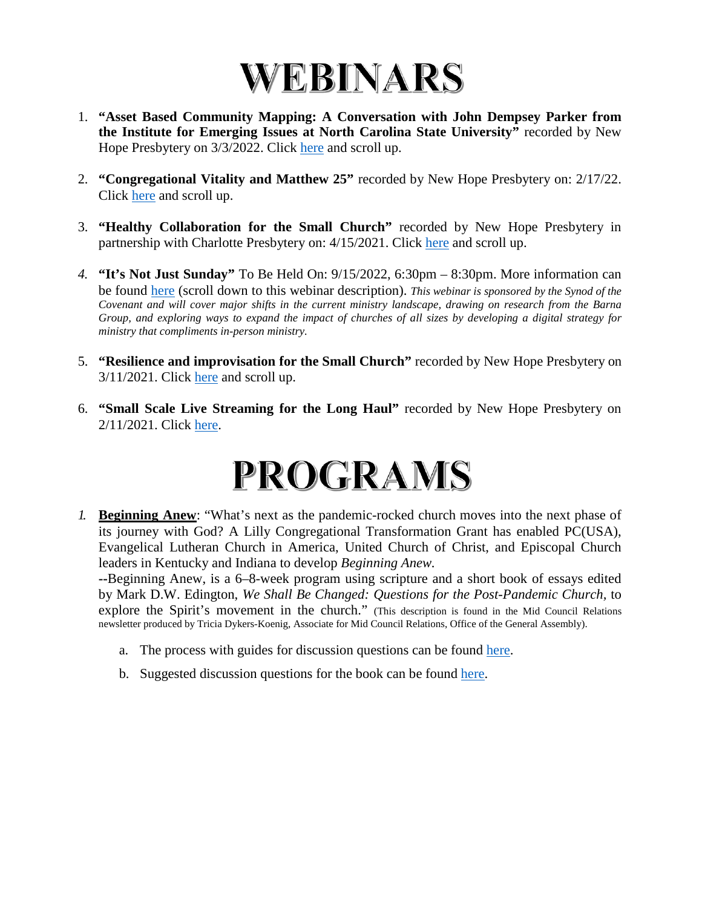# WEBINARS

1. **"Asset Based Community Mapping: A Conversation with John Dempsey Parker from the Institute for Emerging Issues at North Carolina State University"** recorded by New Hope Presbytery on 3/3/2022. Click here and scroll up.

2. **"Congregational Vitality and Matthew 25"** recorded by New Hope Presbytery on: 2/17/22. Click here and scroll up.

3. **"Healthy Collaboration for the Small Church"** recorded by New Hope Presbytery in partnership with Charlotte Presbytery on: 4/15/2021. Click here and scroll up.

4. **"It's Not Just Sunday"** To Be Held On: 9/15/2022, 6:30pm – 8:30pm. More information can be found here (scroll down to this webinar description). *This webinar is sponsored by the Synod of the Covenant and will cover major shifts in the current ministry landscape, drawing on research from the Barna Group, and exploring ways to expand the impact of churches of all sizes by developing a digital strategy for ministry that compliments in-person ministry.*

5. **"Resilience and improvisation for the Small Church"** recorded by New Hope Presbytery on 3/11/2021. Click here and scroll up.

6. **"Small Scale Live Streaming for the Long Haul"** recorded by New Hope Presbytery on 2/11/2021. Click here.

# PROGRAMS

1. **Beginning Anew**: "What's next as the pandemic-rocked church moves into the next phase of its journey with God? A Lilly Congregational Transformation Grant has enabled PC(USA), Evangelical Lutheran Church in America, United Church of Christ, and Episcopal Church leaders in Kentucky and Indiana to develop *Beginning Anew.*
   --Beginning Anew, is a 6–8-week program using scripture and a short book of essays edited by Mark D.W. Edington, *We Shall Be Changed: Questions for the Post-Pandemic Church*, to explore the Spirit's movement in the church." (This description is found in the Mid Council Relations newsletter produced by Tricia Dykers-Koenig, Associate for Mid Council Relations, Office of the General Assembly).

   a. The process with guides for discussion questions can be found here.

   b. Suggested discussion questions for the book can be found here.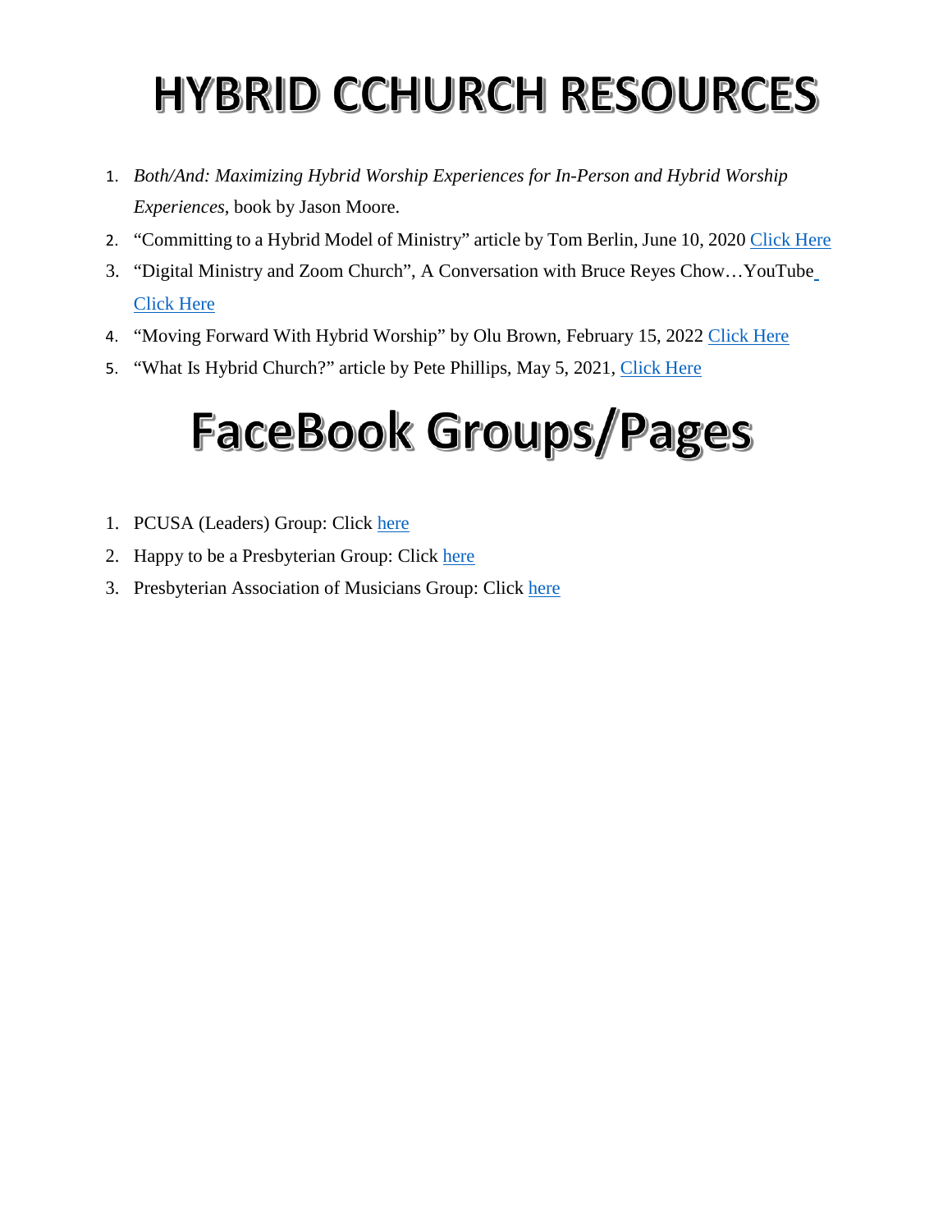# HYBRID CCHURCH RESOURCES

1. *Both/And: Maximizing Hybrid Worship Experiences for In-Person and Hybrid Worship Experiences*, book by Jason Moore.
2. "Committing to a Hybrid Model of Ministry" article by Tom Berlin, June 10, 2020 Click Here
3. "Digital Ministry and Zoom Church", A Conversation with Bruce Reyes Chow…YouTube Click Here
4. "Moving Forward With Hybrid Worship" by Olu Brown, February 15, 2022 Click Here
5. "What Is Hybrid Church?" article by Pete Phillips, May 5, 2021, Click Here

# FaceBook Groups/Pages

1. PCUSA (Leaders) Group: Click here
2. Happy to be a Presbyterian Group: Click here
3. Presbyterian Association of Musicians Group: Click here